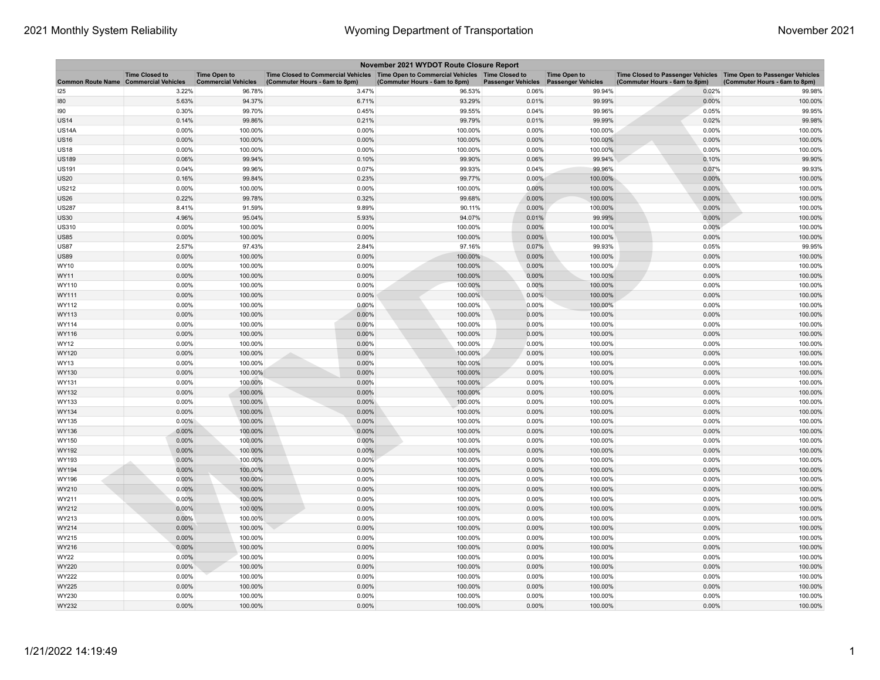| November 2021 WYDOT Route Closure Report | | | | | | | | |
|---|---|---|---|---|---|---|---|---|
| Common Route Name | Time Closed to Commercial Vehicles | Time Open to Commercial Vehicles | Time Closed to Commercial Vehicles (Commuter Hours - 6am to 8pm) | Time Open to Commercial Vehicles (Commuter Hours - 6am to 8pm) | Time Closed to Passenger Vehicles | Time Open to Passenger Vehicles | Time Closed to Passenger Vehicles (Commuter Hours - 6am to 8pm) | Time Open to Passenger Vehicles (Commuter Hours - 6am to 8pm) |
| I25 | 3.22% | 96.78% | 3.47% | 96.53% | 0.06% | 99.94% | 0.02% | 99.98% |
| I80 | 5.63% | 94.37% | 6.71% | 93.29% | 0.01% | 99.99% | 0.00% | 100.00% |
| I90 | 0.30% | 99.70% | 0.45% | 99.55% | 0.04% | 99.96% | 0.05% | 99.95% |
| US14 | 0.14% | 99.86% | 0.21% | 99.79% | 0.01% | 99.99% | 0.02% | 99.98% |
| US14A | 0.00% | 100.00% | 0.00% | 100.00% | 0.00% | 100.00% | 0.00% | 100.00% |
| US16 | 0.00% | 100.00% | 0.00% | 100.00% | 0.00% | 100.00% | 0.00% | 100.00% |
| US18 | 0.00% | 100.00% | 0.00% | 100.00% | 0.00% | 100.00% | 0.00% | 100.00% |
| US189 | 0.06% | 99.94% | 0.10% | 99.90% | 0.06% | 99.94% | 0.10% | 99.90% |
| US191 | 0.04% | 99.96% | 0.07% | 99.93% | 0.04% | 99.96% | 0.07% | 99.93% |
| US20 | 0.16% | 99.84% | 0.23% | 99.77% | 0.00% | 100.00% | 0.00% | 100.00% |
| US212 | 0.00% | 100.00% | 0.00% | 100.00% | 0.00% | 100.00% | 0.00% | 100.00% |
| US26 | 0.22% | 99.78% | 0.32% | 99.68% | 0.00% | 100.00% | 0.00% | 100.00% |
| US287 | 8.41% | 91.59% | 9.89% | 90.11% | 0.00% | 100.00% | 0.00% | 100.00% |
| US30 | 4.96% | 95.04% | 5.93% | 94.07% | 0.01% | 99.99% | 0.00% | 100.00% |
| US310 | 0.00% | 100.00% | 0.00% | 100.00% | 0.00% | 100.00% | 0.00% | 100.00% |
| US85 | 0.00% | 100.00% | 0.00% | 100.00% | 0.00% | 100.00% | 0.00% | 100.00% |
| US87 | 2.57% | 97.43% | 2.84% | 97.16% | 0.07% | 99.93% | 0.05% | 99.95% |
| US89 | 0.00% | 100.00% | 0.00% | 100.00% | 0.00% | 100.00% | 0.00% | 100.00% |
| WY10 | 0.00% | 100.00% | 0.00% | 100.00% | 0.00% | 100.00% | 0.00% | 100.00% |
| WY11 | 0.00% | 100.00% | 0.00% | 100.00% | 0.00% | 100.00% | 0.00% | 100.00% |
| WY110 | 0.00% | 100.00% | 0.00% | 100.00% | 0.00% | 100.00% | 0.00% | 100.00% |
| WY111 | 0.00% | 100.00% | 0.00% | 100.00% | 0.00% | 100.00% | 0.00% | 100.00% |
| WY112 | 0.00% | 100.00% | 0.00% | 100.00% | 0.00% | 100.00% | 0.00% | 100.00% |
| WY113 | 0.00% | 100.00% | 0.00% | 100.00% | 0.00% | 100.00% | 0.00% | 100.00% |
| WY114 | 0.00% | 100.00% | 0.00% | 100.00% | 0.00% | 100.00% | 0.00% | 100.00% |
| WY116 | 0.00% | 100.00% | 0.00% | 100.00% | 0.00% | 100.00% | 0.00% | 100.00% |
| WY12 | 0.00% | 100.00% | 0.00% | 100.00% | 0.00% | 100.00% | 0.00% | 100.00% |
| WY120 | 0.00% | 100.00% | 0.00% | 100.00% | 0.00% | 100.00% | 0.00% | 100.00% |
| WY13 | 0.00% | 100.00% | 0.00% | 100.00% | 0.00% | 100.00% | 0.00% | 100.00% |
| WY130 | 0.00% | 100.00% | 0.00% | 100.00% | 0.00% | 100.00% | 0.00% | 100.00% |
| WY131 | 0.00% | 100.00% | 0.00% | 100.00% | 0.00% | 100.00% | 0.00% | 100.00% |
| WY132 | 0.00% | 100.00% | 0.00% | 100.00% | 0.00% | 100.00% | 0.00% | 100.00% |
| WY133 | 0.00% | 100.00% | 0.00% | 100.00% | 0.00% | 100.00% | 0.00% | 100.00% |
| WY134 | 0.00% | 100.00% | 0.00% | 100.00% | 0.00% | 100.00% | 0.00% | 100.00% |
| WY135 | 0.00% | 100.00% | 0.00% | 100.00% | 0.00% | 100.00% | 0.00% | 100.00% |
| WY136 | 0.00% | 100.00% | 0.00% | 100.00% | 0.00% | 100.00% | 0.00% | 100.00% |
| WY150 | 0.00% | 100.00% | 0.00% | 100.00% | 0.00% | 100.00% | 0.00% | 100.00% |
| WY192 | 0.00% | 100.00% | 0.00% | 100.00% | 0.00% | 100.00% | 0.00% | 100.00% |
| WY193 | 0.00% | 100.00% | 0.00% | 100.00% | 0.00% | 100.00% | 0.00% | 100.00% |
| WY194 | 0.00% | 100.00% | 0.00% | 100.00% | 0.00% | 100.00% | 0.00% | 100.00% |
| WY196 | 0.00% | 100.00% | 0.00% | 100.00% | 0.00% | 100.00% | 0.00% | 100.00% |
| WY210 | 0.00% | 100.00% | 0.00% | 100.00% | 0.00% | 100.00% | 0.00% | 100.00% |
| WY211 | 0.00% | 100.00% | 0.00% | 100.00% | 0.00% | 100.00% | 0.00% | 100.00% |
| WY212 | 0.00% | 100.00% | 0.00% | 100.00% | 0.00% | 100.00% | 0.00% | 100.00% |
| WY213 | 0.00% | 100.00% | 0.00% | 100.00% | 0.00% | 100.00% | 0.00% | 100.00% |
| WY214 | 0.00% | 100.00% | 0.00% | 100.00% | 0.00% | 100.00% | 0.00% | 100.00% |
| WY215 | 0.00% | 100.00% | 0.00% | 100.00% | 0.00% | 100.00% | 0.00% | 100.00% |
| WY216 | 0.00% | 100.00% | 0.00% | 100.00% | 0.00% | 100.00% | 0.00% | 100.00% |
| WY22 | 0.00% | 100.00% | 0.00% | 100.00% | 0.00% | 100.00% | 0.00% | 100.00% |
| WY220 | 0.00% | 100.00% | 0.00% | 100.00% | 0.00% | 100.00% | 0.00% | 100.00% |
| WY222 | 0.00% | 100.00% | 0.00% | 100.00% | 0.00% | 100.00% | 0.00% | 100.00% |
| WY225 | 0.00% | 100.00% | 0.00% | 100.00% | 0.00% | 100.00% | 0.00% | 100.00% |
| WY230 | 0.00% | 100.00% | 0.00% | 100.00% | 0.00% | 100.00% | 0.00% | 100.00% |
| WY232 | 0.00% | 100.00% | 0.00% | 100.00% | 0.00% | 100.00% | 0.00% | 100.00% |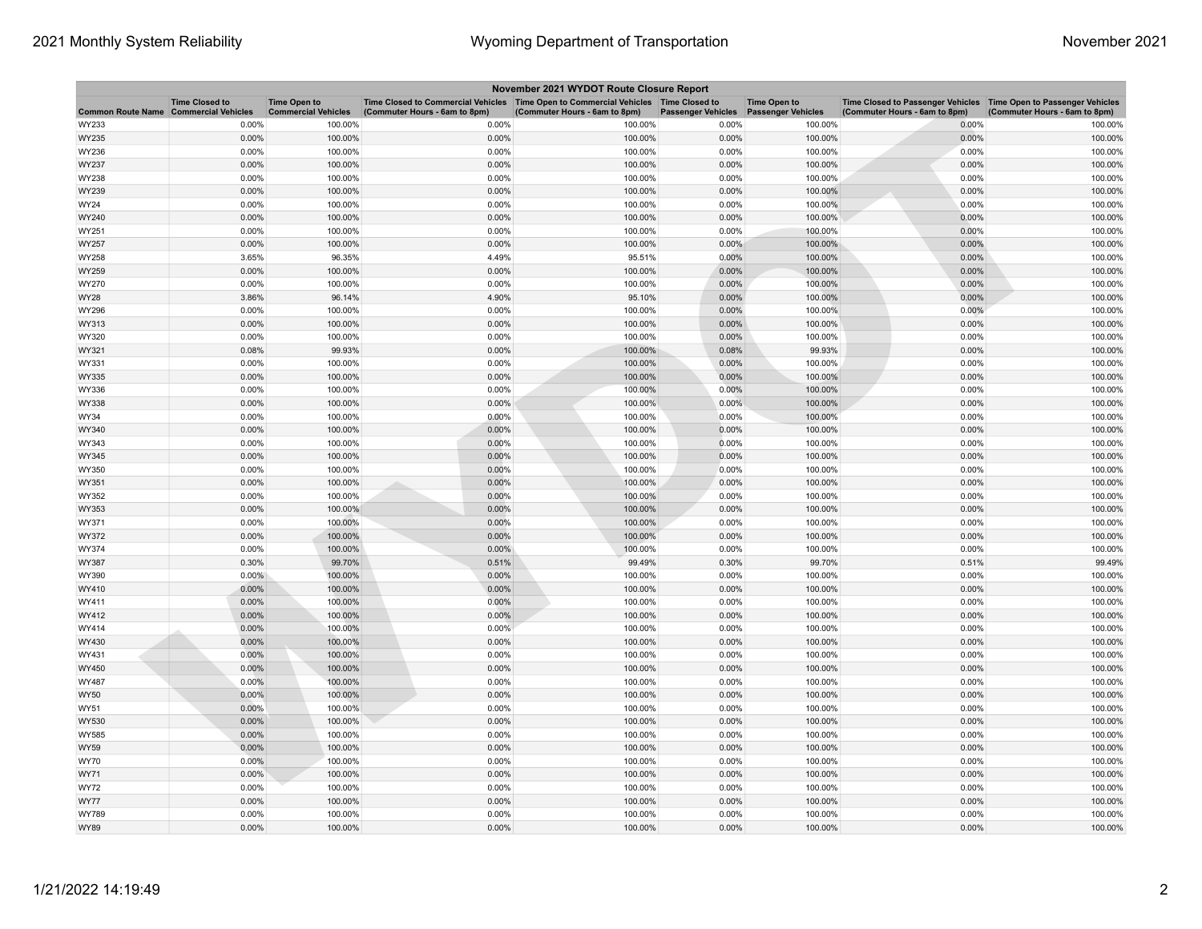| November 2021 WYDOT Route Closure Report | | | | | | | | |
|---|---|---|---|---|---|---|---|---|
| Common Route Name | Time Closed to Commercial Vehicles | Time Open to Commercial Vehicles | Time Closed to Commercial Vehicles (Commuter Hours - 6am to 8pm) | Time Open to Commercial Vehicles (Commuter Hours - 6am to 8pm) | Time Closed to Passenger Vehicles | Time Open to Passenger Vehicles | Time Closed to Passenger Vehicles (Commuter Hours - 6am to 8pm) | Time Open to Passenger Vehicles (Commuter Hours - 6am to 8pm) |
| WY233 | 0.00% | 100.00% | 0.00% | 100.00% | 0.00% | 100.00% | 0.00% | 100.00% |
| WY235 | 0.00% | 100.00% | 0.00% | 100.00% | 0.00% | 100.00% | 0.00% | 100.00% |
| WY236 | 0.00% | 100.00% | 0.00% | 100.00% | 0.00% | 100.00% | 0.00% | 100.00% |
| WY237 | 0.00% | 100.00% | 0.00% | 100.00% | 0.00% | 100.00% | 0.00% | 100.00% |
| WY238 | 0.00% | 100.00% | 0.00% | 100.00% | 0.00% | 100.00% | 0.00% | 100.00% |
| WY239 | 0.00% | 100.00% | 0.00% | 100.00% | 0.00% | 100.00% | 0.00% | 100.00% |
| WY24 | 0.00% | 100.00% | 0.00% | 100.00% | 0.00% | 100.00% | 0.00% | 100.00% |
| WY240 | 0.00% | 100.00% | 0.00% | 100.00% | 0.00% | 100.00% | 0.00% | 100.00% |
| WY251 | 0.00% | 100.00% | 0.00% | 100.00% | 0.00% | 100.00% | 0.00% | 100.00% |
| WY257 | 0.00% | 100.00% | 0.00% | 100.00% | 0.00% | 100.00% | 0.00% | 100.00% |
| WY258 | 3.65% | 96.35% | 4.49% | 95.51% | 0.00% | 100.00% | 0.00% | 100.00% |
| WY259 | 0.00% | 100.00% | 0.00% | 100.00% | 0.00% | 100.00% | 0.00% | 100.00% |
| WY270 | 0.00% | 100.00% | 0.00% | 100.00% | 0.00% | 100.00% | 0.00% | 100.00% |
| WY28 | 3.86% | 96.14% | 4.90% | 95.10% | 0.00% | 100.00% | 0.00% | 100.00% |
| WY296 | 0.00% | 100.00% | 0.00% | 100.00% | 0.00% | 100.00% | 0.00% | 100.00% |
| WY313 | 0.00% | 100.00% | 0.00% | 100.00% | 0.00% | 100.00% | 0.00% | 100.00% |
| WY320 | 0.00% | 100.00% | 0.00% | 100.00% | 0.00% | 100.00% | 0.00% | 100.00% |
| WY321 | 0.08% | 99.93% | 0.00% | 100.00% | 0.08% | 99.93% | 0.00% | 100.00% |
| WY331 | 0.00% | 100.00% | 0.00% | 100.00% | 0.00% | 100.00% | 0.00% | 100.00% |
| WY335 | 0.00% | 100.00% | 0.00% | 100.00% | 0.00% | 100.00% | 0.00% | 100.00% |
| WY336 | 0.00% | 100.00% | 0.00% | 100.00% | 0.00% | 100.00% | 0.00% | 100.00% |
| WY338 | 0.00% | 100.00% | 0.00% | 100.00% | 0.00% | 100.00% | 0.00% | 100.00% |
| WY34 | 0.00% | 100.00% | 0.00% | 100.00% | 0.00% | 100.00% | 0.00% | 100.00% |
| WY340 | 0.00% | 100.00% | 0.00% | 100.00% | 0.00% | 100.00% | 0.00% | 100.00% |
| WY343 | 0.00% | 100.00% | 0.00% | 100.00% | 0.00% | 100.00% | 0.00% | 100.00% |
| WY345 | 0.00% | 100.00% | 0.00% | 100.00% | 0.00% | 100.00% | 0.00% | 100.00% |
| WY350 | 0.00% | 100.00% | 0.00% | 100.00% | 0.00% | 100.00% | 0.00% | 100.00% |
| WY351 | 0.00% | 100.00% | 0.00% | 100.00% | 0.00% | 100.00% | 0.00% | 100.00% |
| WY352 | 0.00% | 100.00% | 0.00% | 100.00% | 0.00% | 100.00% | 0.00% | 100.00% |
| WY353 | 0.00% | 100.00% | 0.00% | 100.00% | 0.00% | 100.00% | 0.00% | 100.00% |
| WY371 | 0.00% | 100.00% | 0.00% | 100.00% | 0.00% | 100.00% | 0.00% | 100.00% |
| WY372 | 0.00% | 100.00% | 0.00% | 100.00% | 0.00% | 100.00% | 0.00% | 100.00% |
| WY374 | 0.00% | 100.00% | 0.00% | 100.00% | 0.00% | 100.00% | 0.00% | 100.00% |
| WY387 | 0.30% | 99.70% | 0.51% | 99.49% | 0.30% | 99.70% | 0.51% | 99.49% |
| WY390 | 0.00% | 100.00% | 0.00% | 100.00% | 0.00% | 100.00% | 0.00% | 100.00% |
| WY410 | 0.00% | 100.00% | 0.00% | 100.00% | 0.00% | 100.00% | 0.00% | 100.00% |
| WY411 | 0.00% | 100.00% | 0.00% | 100.00% | 0.00% | 100.00% | 0.00% | 100.00% |
| WY412 | 0.00% | 100.00% | 0.00% | 100.00% | 0.00% | 100.00% | 0.00% | 100.00% |
| WY414 | 0.00% | 100.00% | 0.00% | 100.00% | 0.00% | 100.00% | 0.00% | 100.00% |
| WY430 | 0.00% | 100.00% | 0.00% | 100.00% | 0.00% | 100.00% | 0.00% | 100.00% |
| WY431 | 0.00% | 100.00% | 0.00% | 100.00% | 0.00% | 100.00% | 0.00% | 100.00% |
| WY450 | 0.00% | 100.00% | 0.00% | 100.00% | 0.00% | 100.00% | 0.00% | 100.00% |
| WY487 | 0.00% | 100.00% | 0.00% | 100.00% | 0.00% | 100.00% | 0.00% | 100.00% |
| WY50 | 0.00% | 100.00% | 0.00% | 100.00% | 0.00% | 100.00% | 0.00% | 100.00% |
| WY51 | 0.00% | 100.00% | 0.00% | 100.00% | 0.00% | 100.00% | 0.00% | 100.00% |
| WY530 | 0.00% | 100.00% | 0.00% | 100.00% | 0.00% | 100.00% | 0.00% | 100.00% |
| WY585 | 0.00% | 100.00% | 0.00% | 100.00% | 0.00% | 100.00% | 0.00% | 100.00% |
| WY59 | 0.00% | 100.00% | 0.00% | 100.00% | 0.00% | 100.00% | 0.00% | 100.00% |
| WY70 | 0.00% | 100.00% | 0.00% | 100.00% | 0.00% | 100.00% | 0.00% | 100.00% |
| WY71 | 0.00% | 100.00% | 0.00% | 100.00% | 0.00% | 100.00% | 0.00% | 100.00% |
| WY72 | 0.00% | 100.00% | 0.00% | 100.00% | 0.00% | 100.00% | 0.00% | 100.00% |
| WY77 | 0.00% | 100.00% | 0.00% | 100.00% | 0.00% | 100.00% | 0.00% | 100.00% |
| WY789 | 0.00% | 100.00% | 0.00% | 100.00% | 0.00% | 100.00% | 0.00% | 100.00% |
| WY89 | 0.00% | 100.00% | 0.00% | 100.00% | 0.00% | 100.00% | 0.00% | 100.00% |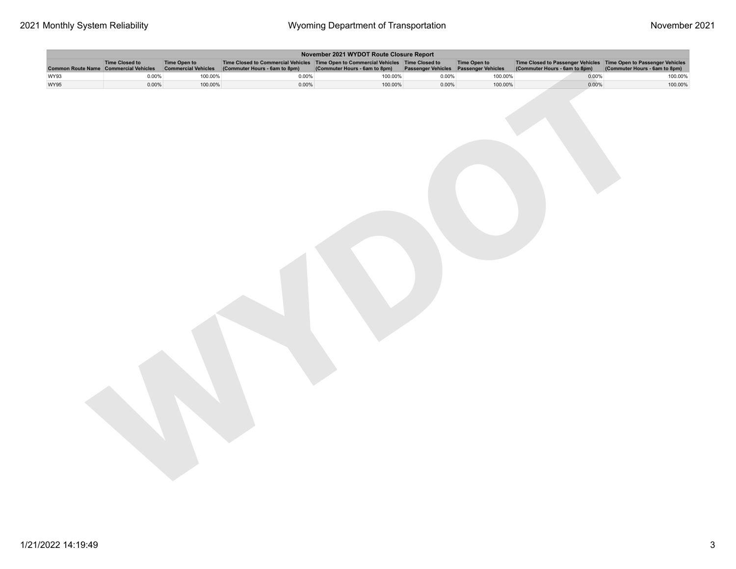| November 2021 WYDOT Route Closure Report | | | | | | | | |
|---|---|---|---|---|---|---|---|---|
| Common Route Name | Time Closed to Commercial Vehicles | Time Open to Commercial Vehicles | Time Closed to Commercial Vehicles (Commuter Hours - 6am to 8pm) | Time Open to Commercial Vehicles (Commuter Hours - 6am to 8pm) | Time Closed to Passenger Vehicles | Time Open to Passenger Vehicles | Time Closed to Passenger Vehicles (Commuter Hours - 6am to 8pm) | Time Open to Passenger Vehicles (Commuter Hours - 6am to 8pm) |
| WY93 | 0.00% | 100.00% | 0.00% | 100.00% | 0.00% | 100.00% | 0.00% | 100.00% |
| WY95 | 0.00% | 100.00% | 0.00% | 100.00% | 0.00% | 100.00% | 0.00% | 100.00% |